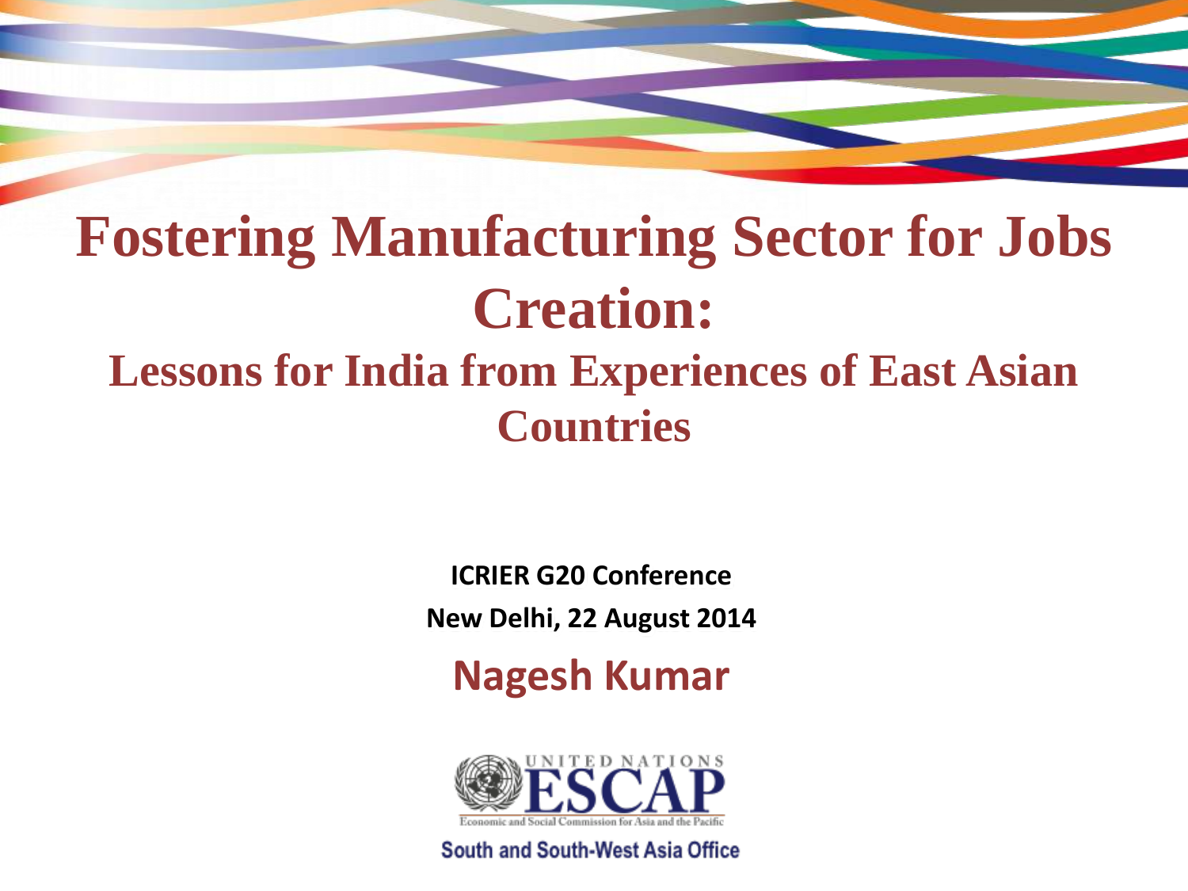# Fostering Manufacturing Sector for Jobs Creation:

## Lessons for India from Experiences of East Asian Countries

**ICRIER G20 Conference**

**New Delhi, 22 August 2014**

**Nagesh Kumar**

UNITED NATIONS ESCAP

Economic and Social Commission for Asia and the Pacific

South and South-West Asia Office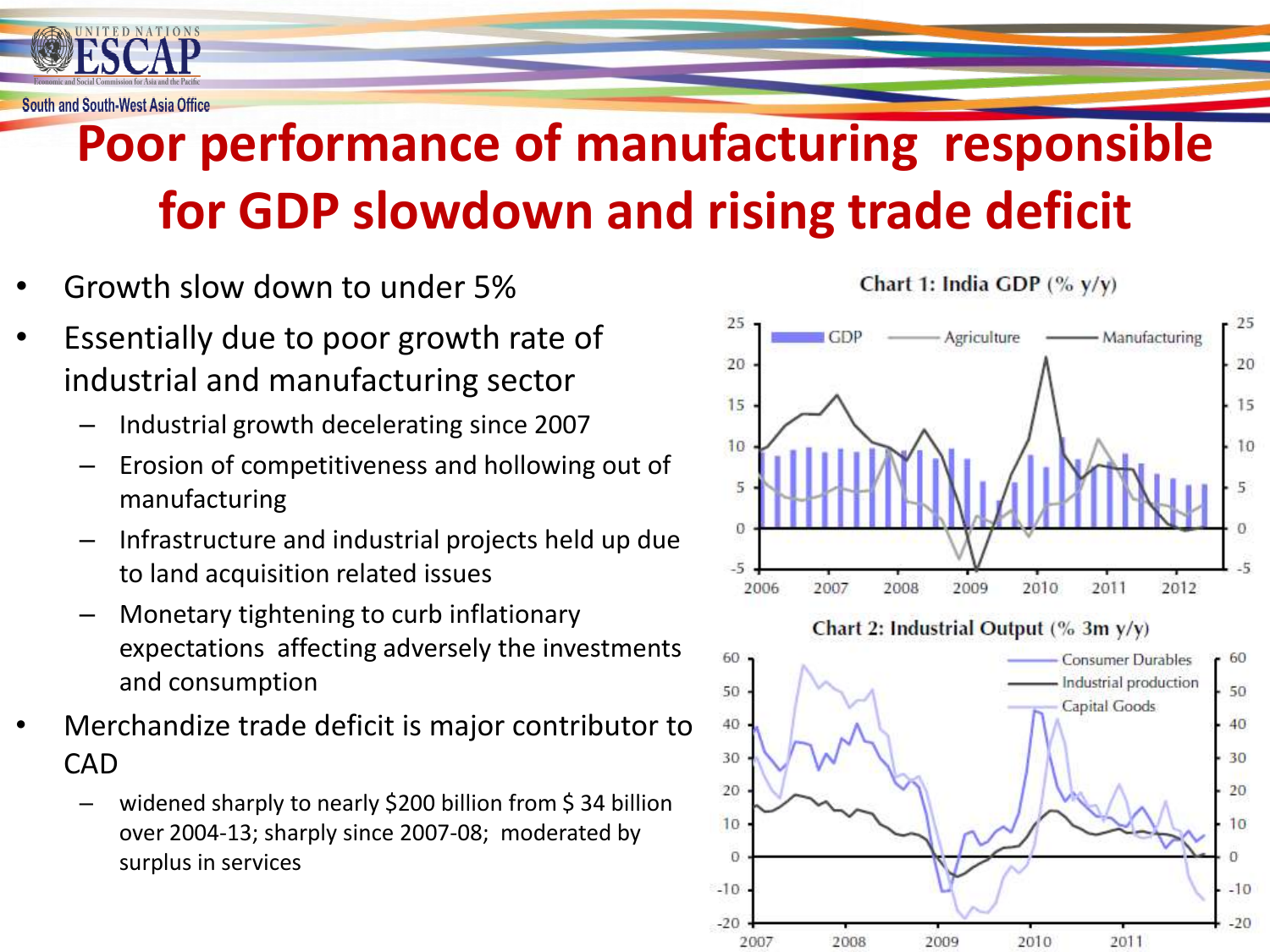# Poor performance of manufacturing responsible for GDP slowdown and rising trade deficit

- Growth slow down to under 5%
- Essentially due to poor growth rate of industrial and manufacturing sector
  - Industrial growth decelerating since 2007
  - Erosion of competitiveness and hollowing out of manufacturing
  - Infrastructure and industrial projects held up due to land acquisition related issues
  - Monetary tightening to curb inflationary expectations affecting adversely the investments and consumption
- Merchandize trade deficit is major contributor to CAD
  - widened sharply to nearly $200 billion from $ 34 billion over 2004-13; sharply since 2007-08; moderated by surplus in services

Chart 1: India GDP (% y/y)

Chart 2: Industrial Output (% 3m y/y)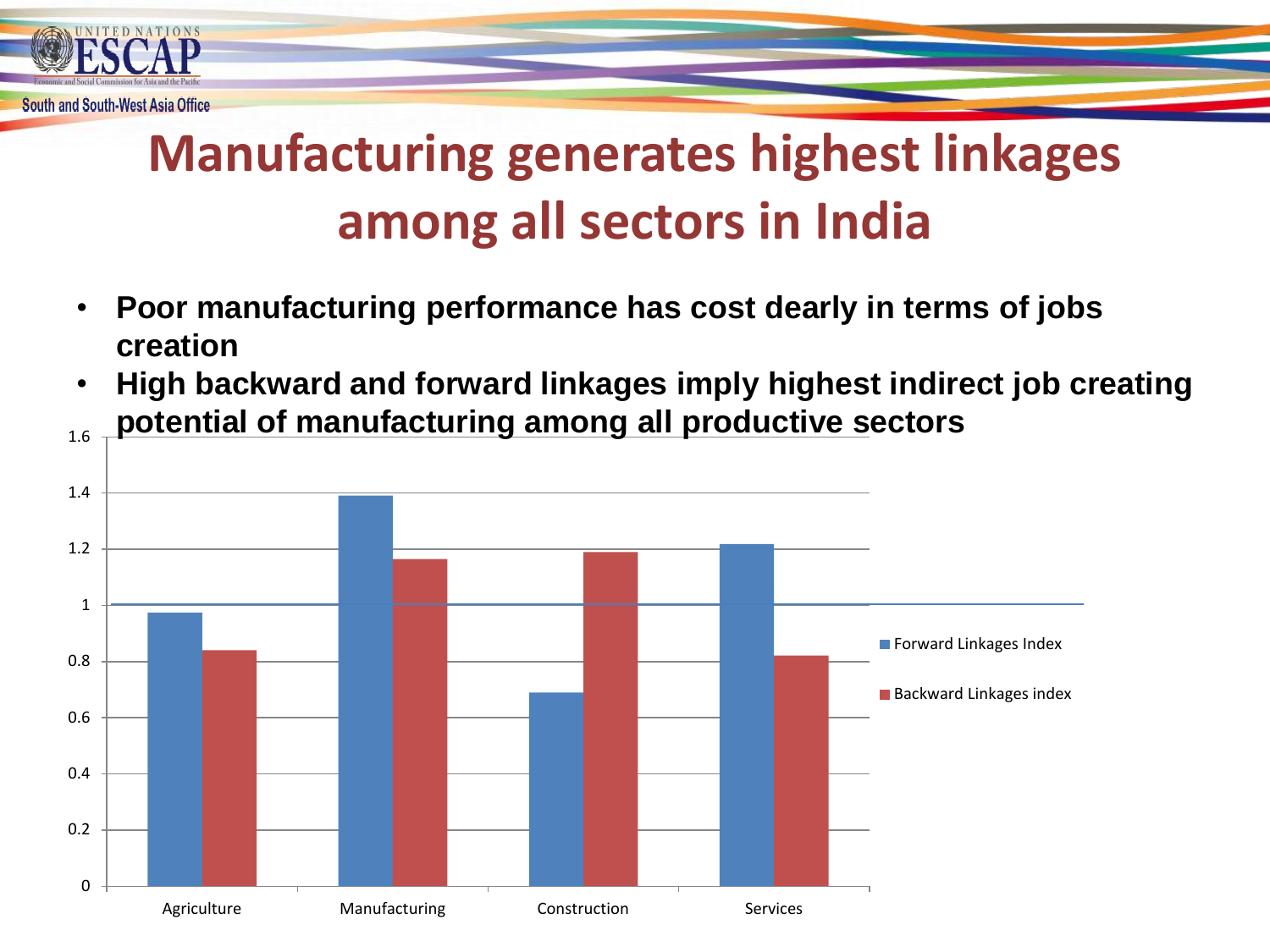# Manufacturing generates highest linkages among all sectors in India

- **Poor manufacturing performance has cost dearly in terms of jobs creation**
- **High backward and forward linkages imply highest indirect job creating potential of manufacturing among all productive sectors**

| Sector | Forward Linkages Index | Backward Linkages index |
|---|---|---|
| Agriculture | 0.97 | 0.84 |
| Manufacturing | 1.39 | 1.16 |
| Construction | 0.69 | 1.19 |
| Services | 1.22 | 0.82 |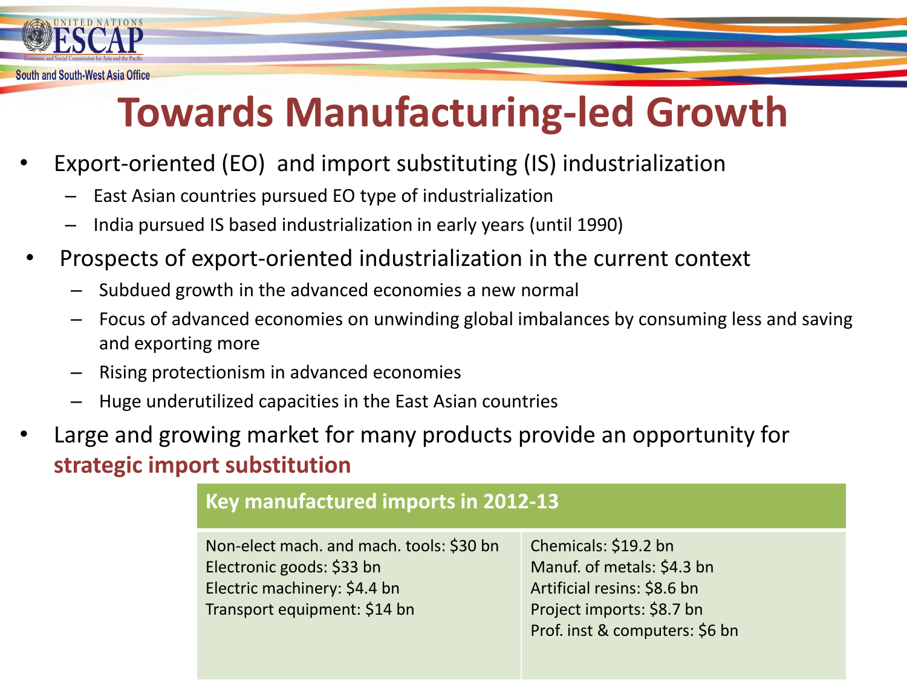# Towards Manufacturing-led Growth

- Export-oriented (EO) and import substituting (IS) industrialization
  - East Asian countries pursued EO type of industrialization
  - India pursued IS based industrialization in early years (until 1990)
- Prospects of export-oriented industrialization in the current context
  - Subdued growth in the advanced economies a new normal
  - Focus of advanced economies on unwinding global imbalances by consuming less and saving and exporting more
  - Rising protectionism in advanced economies
  - Huge underutilized capacities in the East Asian countries
- Large and growing market for many products provide an opportunity for **strategic import substitution**

| Key manufactured imports in 2012-13 | |
|---|---|
| Non-elect mach. and mach. tools: $30 bn<br>Electronic goods: $33 bn<br>Electric machinery: $4.4 bn<br>Transport equipment: $14 bn | Chemicals: $19.2 bn<br>Manuf. of metals: $4.3 bn<br>Artificial resins: $8.6 bn<br>Project imports: $8.7 bn<br>Prof. inst & computers: $6 bn |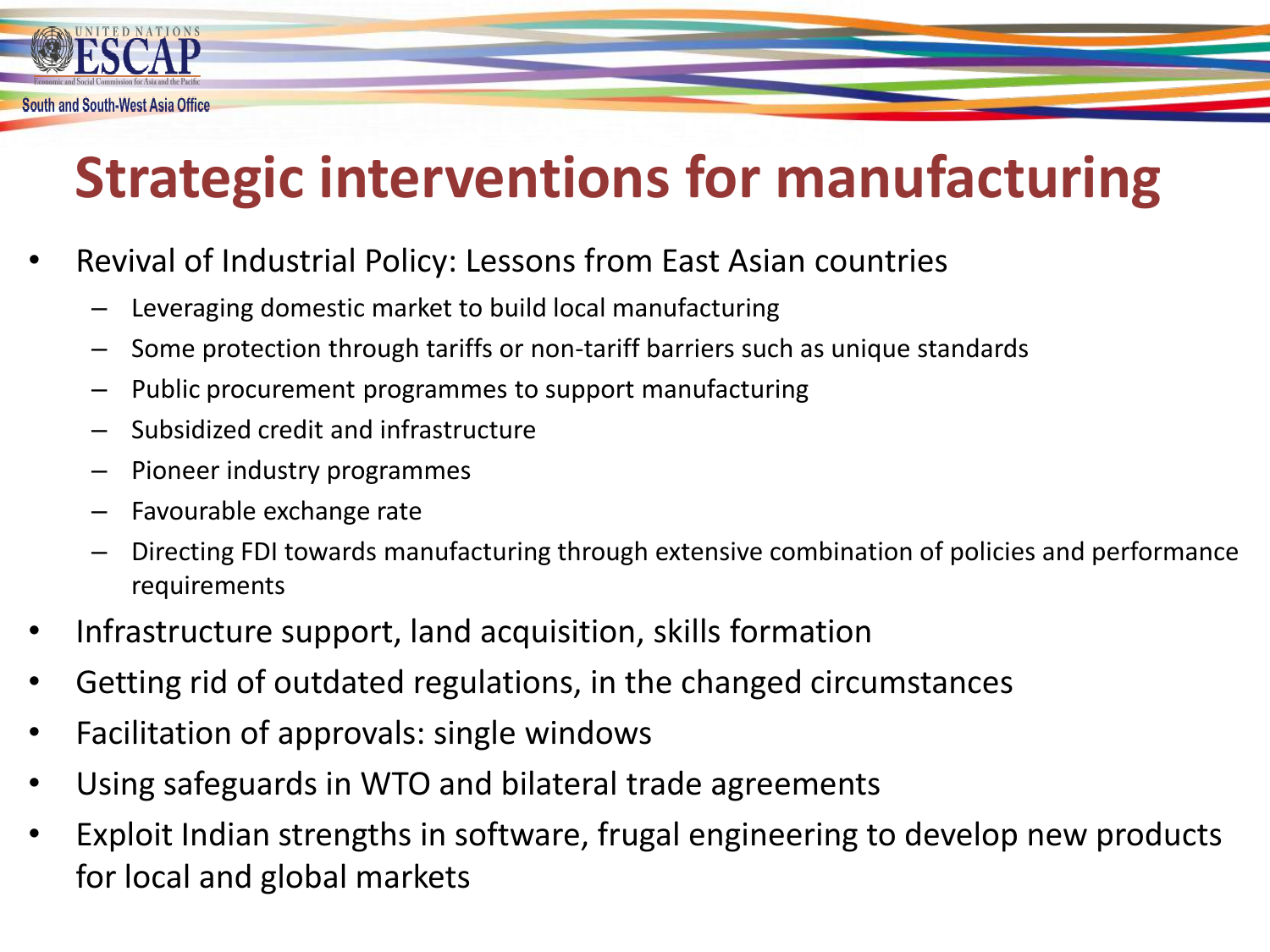# Strategic interventions for manufacturing

- Revival of Industrial Policy: Lessons from East Asian countries
  - Leveraging domestic market to build local manufacturing
  - Some protection through tariffs or non-tariff barriers such as unique standards
  - Public procurement programmes to support manufacturing
  - Subsidized credit and infrastructure
  - Pioneer industry programmes
  - Favourable exchange rate
  - Directing FDI towards manufacturing through extensive combination of policies and performance requirements
- Infrastructure support, land acquisition, skills formation
- Getting rid of outdated regulations, in the changed circumstances
- Facilitation of approvals: single windows
- Using safeguards in WTO and bilateral trade agreements
- Exploit Indian strengths in software, frugal engineering to develop new products for local and global markets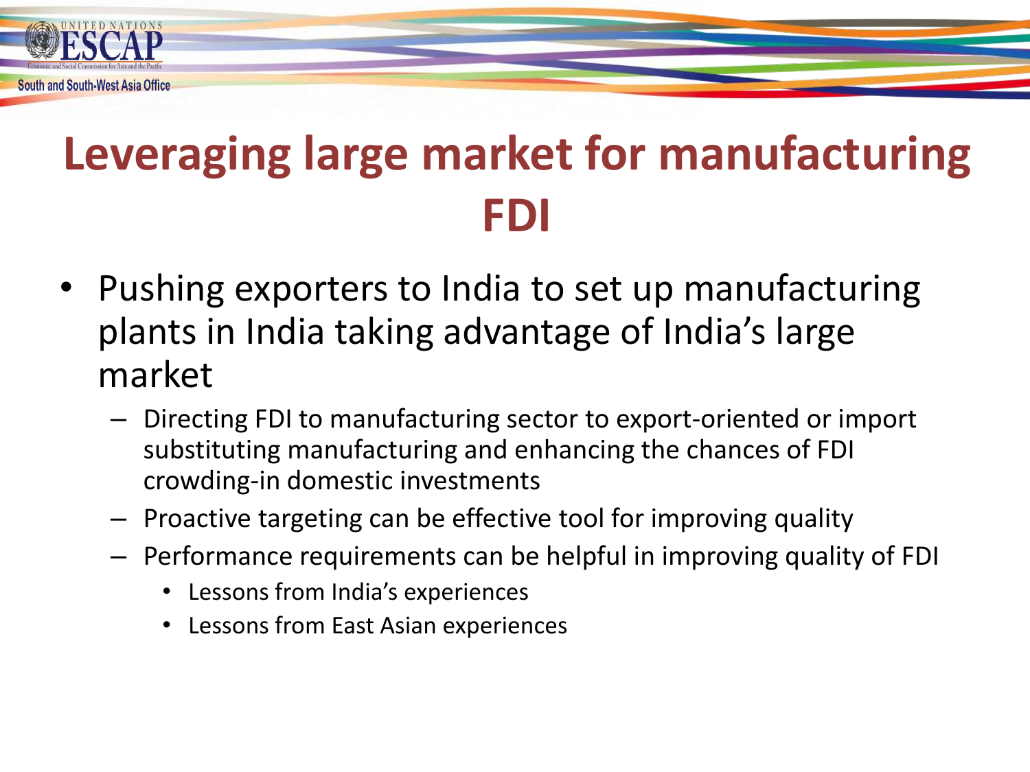# Leveraging large market for manufacturing FDI

- Pushing exporters to India to set up manufacturing plants in India taking advantage of India's large market
  - Directing FDI to manufacturing sector to export-oriented or import substituting manufacturing and enhancing the chances of FDI crowding-in domestic investments
  - Proactive targeting can be effective tool for improving quality
  - Performance requirements can be helpful in improving quality of FDI
    - Lessons from India's experiences
    - Lessons from East Asian experiences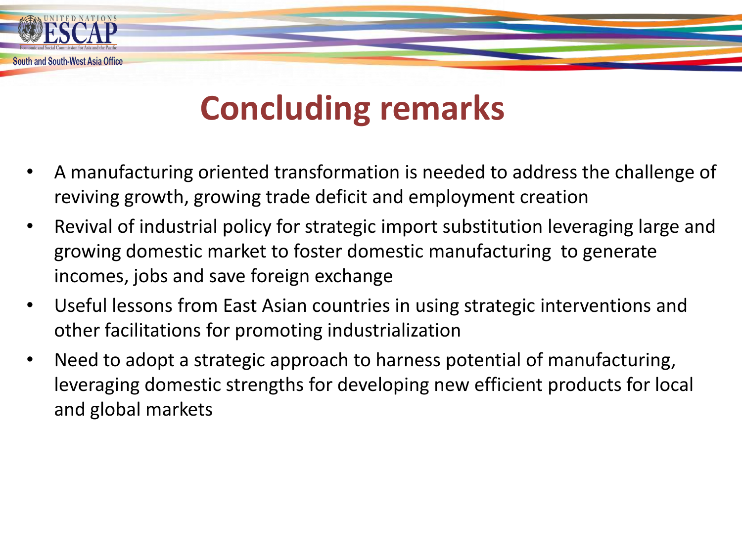# Concluding remarks

- A manufacturing oriented transformation is needed to address the challenge of reviving growth, growing trade deficit and employment creation
- Revival of industrial policy for strategic import substitution leveraging large and growing domestic market to foster domestic manufacturing to generate incomes, jobs and save foreign exchange
- Useful lessons from East Asian countries in using strategic interventions and other facilitations for promoting industrialization
- Need to adopt a strategic approach to harness potential of manufacturing, leveraging domestic strengths for developing new efficient products for local and global markets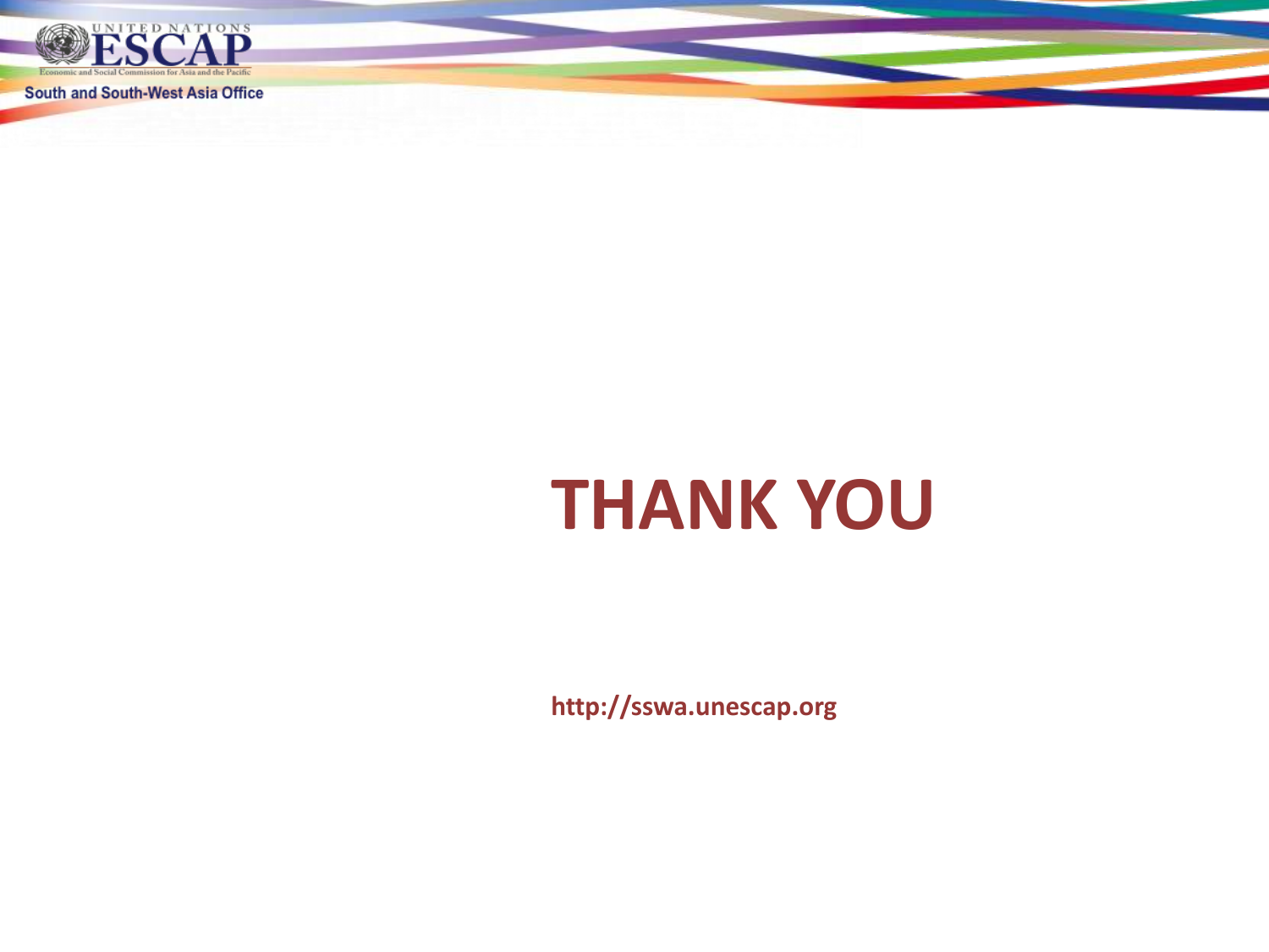# THANK YOU

**http://sswa.unescap.org**